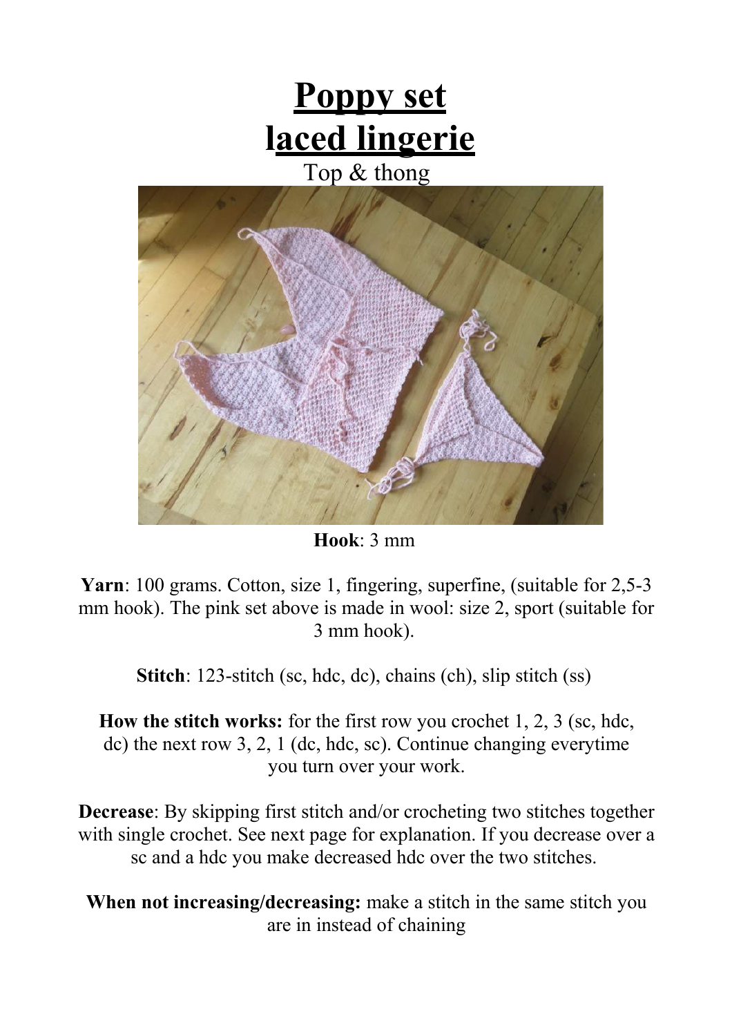# Poppy set
# laced lingerie

Top & thong

**Hook**: 3 mm

**Yarn**: 100 grams. Cotton, size 1, fingering, superfine, (suitable for 2,5-3 mm hook). The pink set above is made in wool: size 2, sport (suitable for 3 mm hook).

**Stitch**: 123-stitch (sc, hdc, dc), chains (ch), slip stitch (ss)

**How the stitch works:** for the first row you crochet 1, 2, 3 (sc, hdc, dc) the next row 3, 2, 1 (dc, hdc, sc). Continue changing everytime you turn over your work.

**Decrease**: By skipping first stitch and/or crocheting two stitches together with single crochet. See next page for explanation. If you decrease over a sc and a hdc you make decreased hdc over the two stitches.

**When not increasing/decreasing:** make a stitch in the same stitch you are in instead of chaining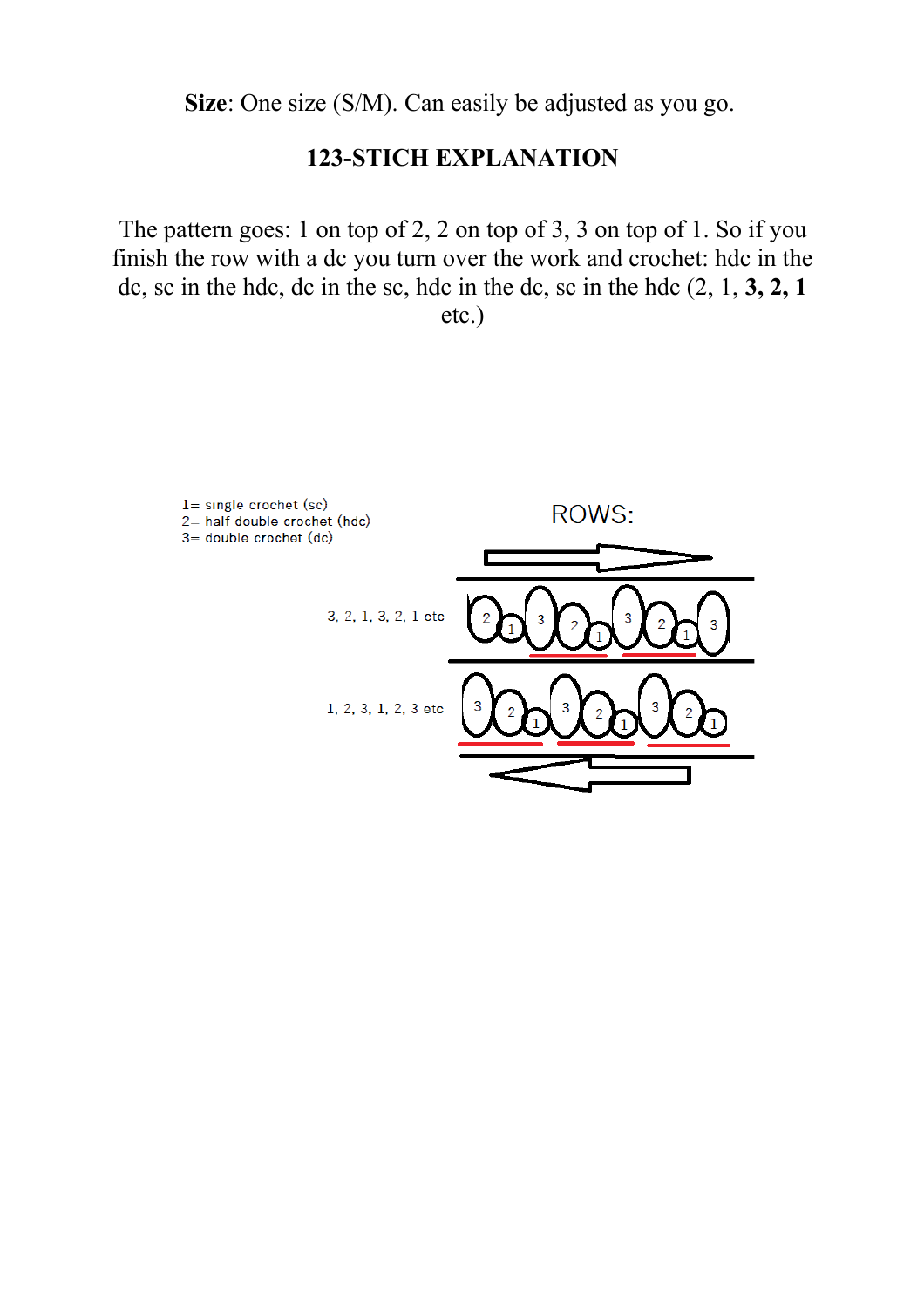**Size**: One size (S/M). Can easily be adjusted as you go.

## 123-STICH EXPLANATION

The pattern goes: 1 on top of 2, 2 on top of 3, 3 on top of 1. So if you finish the row with a dc you turn over the work and crochet: hdc in the dc, sc in the hdc, dc in the sc, hdc in the dc, sc in the hdc (2, 1, **3, 2, 1** etc.)

1= single crochet (sc)
2= half double crochet (hdc)
3= double crochet (dc)

ROWS:

3, 2, 1, 3, 2, 1 etc

1, 2, 3, 1, 2, 3 etc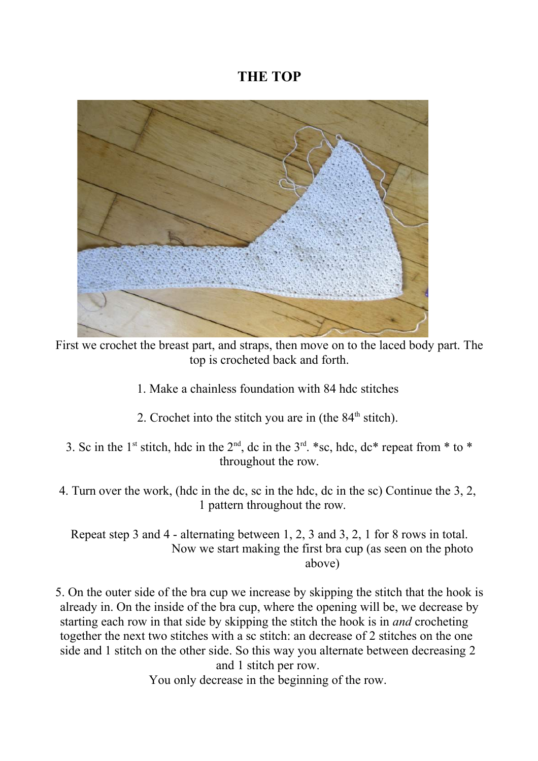# THE TOP

First we crochet the breast part, and straps, then move on to the laced body part. The top is crocheted back and forth.

1. Make a chainless foundation with 84 hdc stitches

2. Crochet into the stitch you are in (the 84th stitch).

3. Sc in the 1st stitch, hdc in the 2nd, dc in the 3rd. *sc, hdc, dc* repeat from * to * throughout the row.

4. Turn over the work, (hdc in the dc, sc in the hdc, dc in the sc) Continue the 3, 2, 1 pattern throughout the row.

Repeat step 3 and 4 - alternating between 1, 2, 3 and 3, 2, 1 for 8 rows in total. Now we start making the first bra cup (as seen on the photo above)

5. On the outer side of the bra cup we increase by skipping the stitch that the hook is already in. On the inside of the bra cup, where the opening will be, we decrease by starting each row in that side by skipping the stitch the hook is in *and* crocheting together the next two stitches with a sc stitch: an decrease of 2 stitches on the one side and 1 stitch on the other side. So this way you alternate between decreasing 2 and 1 stitch per row.
You only decrease in the beginning of the row.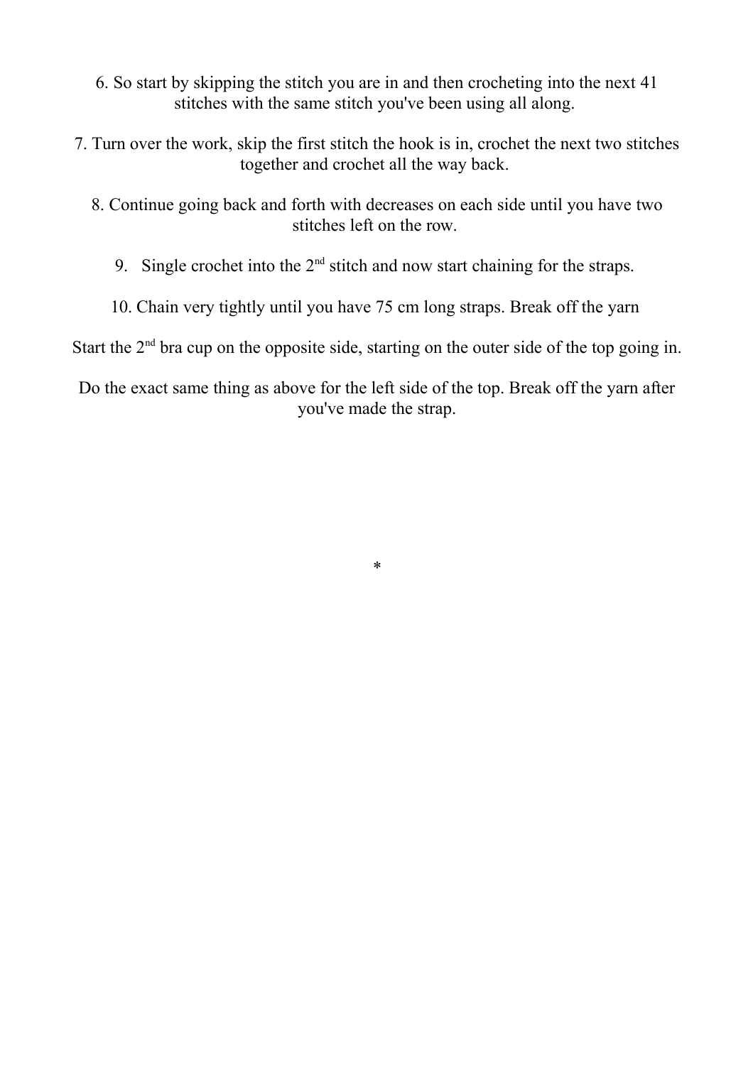6. So start by skipping the stitch you are in and then crocheting into the next 41 stitches with the same stitch you've been using all along.

7. Turn over the work, skip the first stitch the hook is in, crochet the next two stitches together and crochet all the way back.

8. Continue going back and forth with decreases on each side until you have two stitches left on the row.

9. Single crochet into the 2nd stitch and now start chaining for the straps.

10. Chain very tightly until you have 75 cm long straps. Break off the yarn

Start the 2nd bra cup on the opposite side, starting on the outer side of the top going in.

Do the exact same thing as above for the left side of the top. Break off the yarn after you've made the strap.

*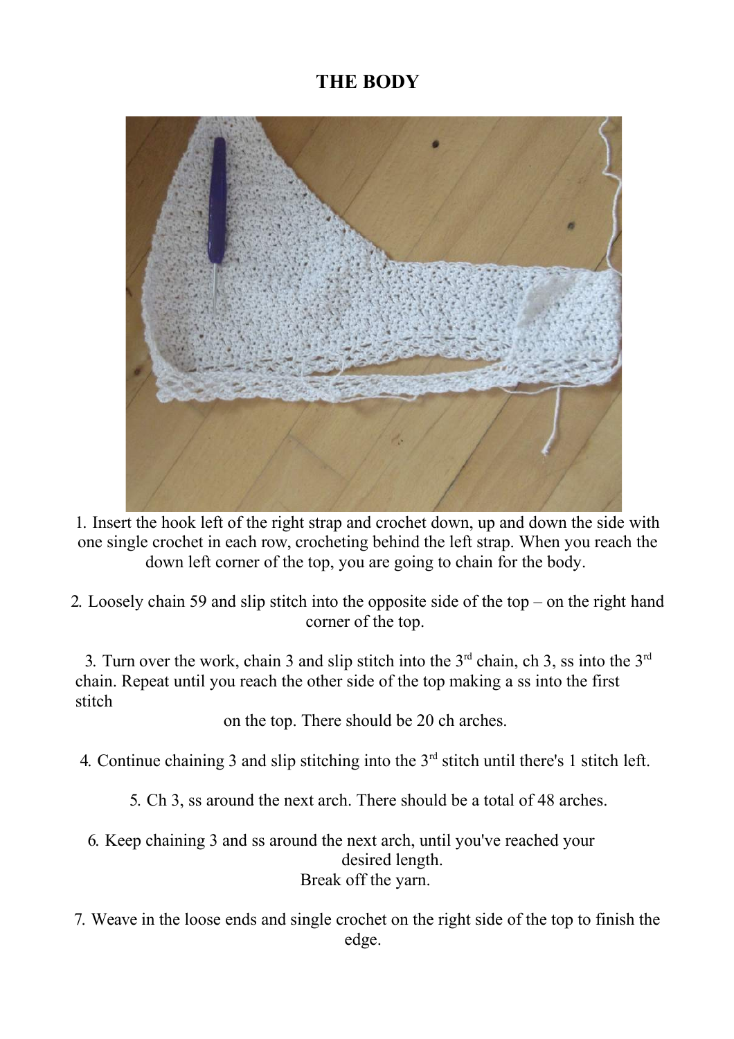# THE BODY

1. Insert the hook left of the right strap and crochet down, up and down the side with one single crochet in each row, crocheting behind the left strap. When you reach the down left corner of the top, you are going to chain for the body.

2. Loosely chain 59 and slip stitch into the opposite side of the top – on the right hand corner of the top.

3. Turn over the work, chain 3 and slip stitch into the 3rd chain, ch 3, ss into the 3rd chain. Repeat until you reach the other side of the top making a ss into the first stitch on the top. There should be 20 ch arches.

4. Continue chaining 3 and slip stitching into the 3rd stitch until there's 1 stitch left.

5. Ch 3, ss around the next arch. There should be a total of 48 arches.

6. Keep chaining 3 and ss around the next arch, until you've reached your desired length.
Break off the yarn.

7. Weave in the loose ends and single crochet on the right side of the top to finish the edge.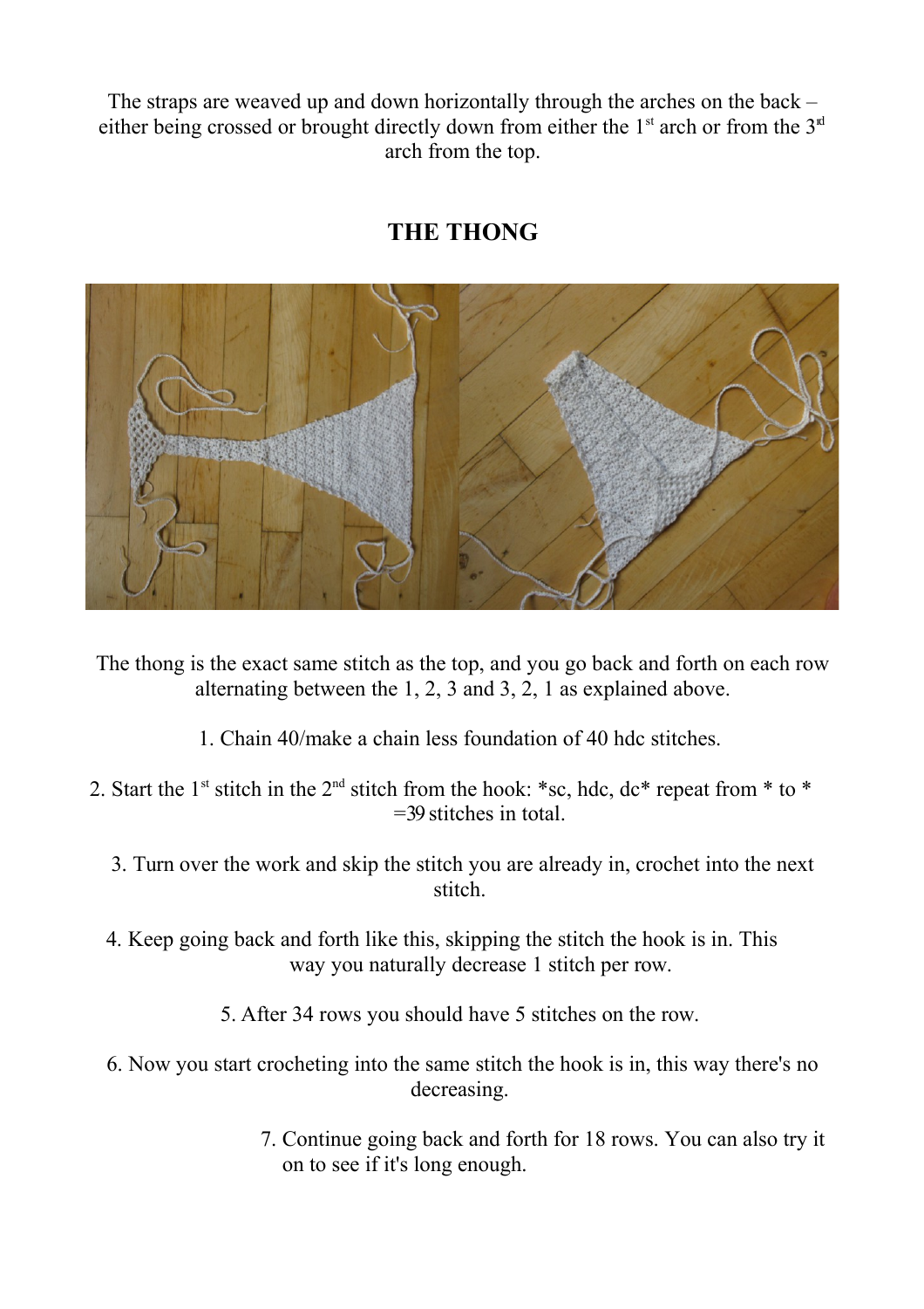The straps are weaved up and down horizontally through the arches on the back – either being crossed or brought directly down from either the 1st arch or from the 3rd arch from the top.

## THE THONG

The thong is the exact same stitch as the top, and you go back and forth on each row alternating between the 1, 2, 3 and 3, 2, 1 as explained above.

1. Chain 40/make a chain less foundation of 40 hdc stitches.
2. Start the 1st stitch in the 2nd stitch from the hook: *sc, hdc, dc* repeat from * to * =39 stitches in total.
3. Turn over the work and skip the stitch you are already in, crochet into the next stitch.
4. Keep going back and forth like this, skipping the stitch the hook is in. This way you naturally decrease 1 stitch per row.
5. After 34 rows you should have 5 stitches on the row.
6. Now you start crocheting into the same stitch the hook is in, this way there's no decreasing.
7. Continue going back and forth for 18 rows. You can also try it on to see if it's long enough.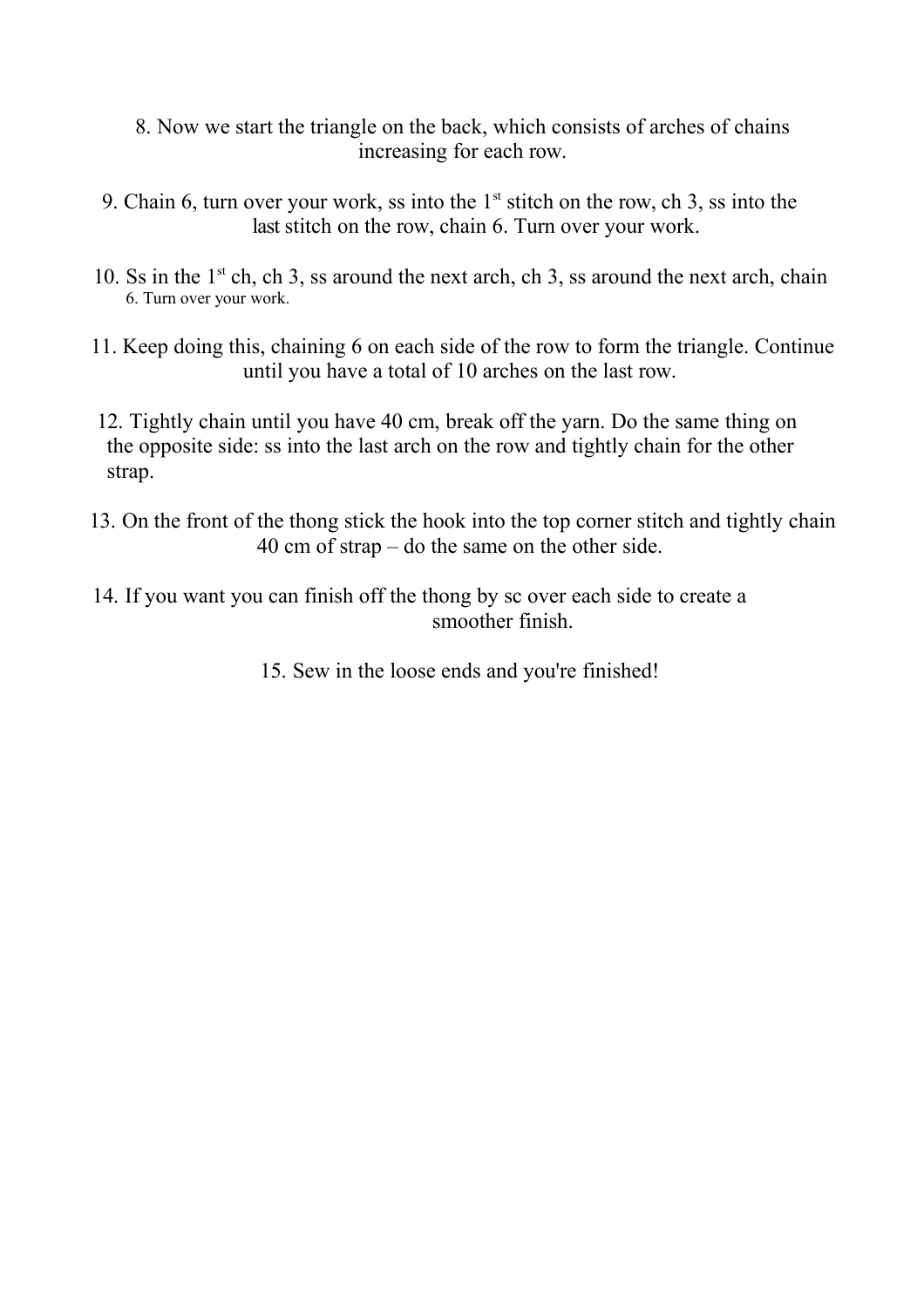8. Now we start the triangle on the back, which consists of arches of chains increasing for each row.

9. Chain 6, turn over your work, ss into the 1st stitch on the row, ch 3, ss into the last stitch on the row, chain 6. Turn over your work.

10. Ss in the 1st ch, ch 3, ss around the next arch, ch 3, ss around the next arch, chain 6. Turn over your work.

11. Keep doing this, chaining 6 on each side of the row to form the triangle. Continue until you have a total of 10 arches on the last row.

12. Tightly chain until you have 40 cm, break off the yarn. Do the same thing on the opposite side: ss into the last arch on the row and tightly chain for the other strap.

13. On the front of the thong stick the hook into the top corner stitch and tightly chain 40 cm of strap – do the same on the other side.

14. If you want you can finish off the thong by sc over each side to create a smoother finish.

15. Sew in the loose ends and you're finished!